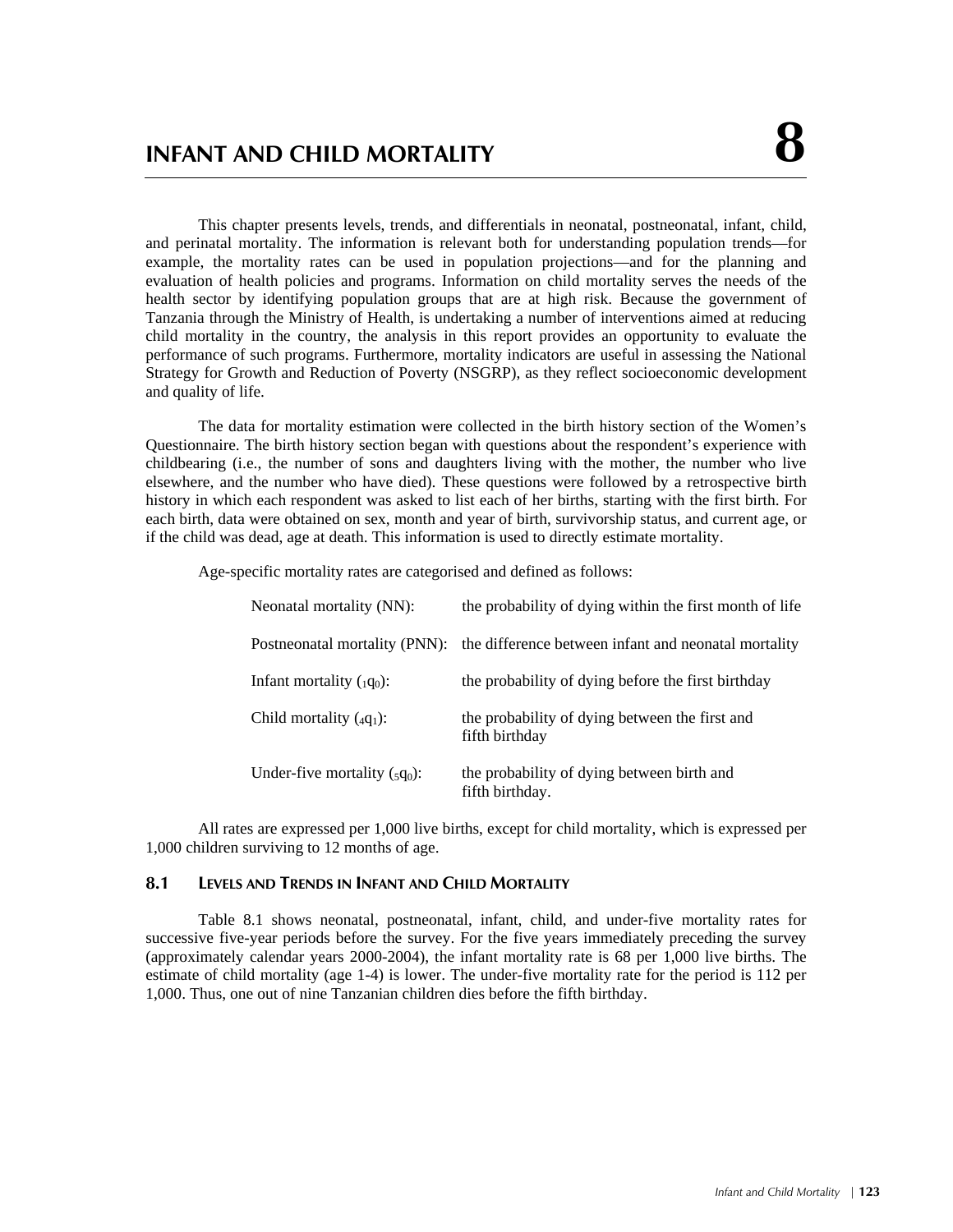# INFANT AND CHILD MORTALITY 8

This chapter presents levels, trends, and differentials in neonatal, postneonatal, infant, child, and perinatal mortality. The information is relevant both for understanding population trends—for example, the mortality rates can be used in population projections—and for the planning and evaluation of health policies and programs. Information on child mortality serves the needs of the health sector by identifying population groups that are at high risk. Because the government of Tanzania through the Ministry of Health, is undertaking a number of interventions aimed at reducing child mortality in the country, the analysis in this report provides an opportunity to evaluate the performance of such programs. Furthermore, mortality indicators are useful in assessing the National Strategy for Growth and Reduction of Poverty (NSGRP), as they reflect socioeconomic development and quality of life.

The data for mortality estimation were collected in the birth history section of the Women's Questionnaire. The birth history section began with questions about the respondent's experience with childbearing (i.e., the number of sons and daughters living with the mother, the number who live elsewhere, and the number who have died). These questions were followed by a retrospective birth history in which each respondent was asked to list each of her births, starting with the first birth. For each birth, data were obtained on sex, month and year of birth, survivorship status, and current age, or if the child was dead, age at death. This information is used to directly estimate mortality.

Age-specific mortality rates are categorised and defined as follows:

| | |
|---|---|
| Neonatal mortality (NN): | the probability of dying within the first month of life |
| Postneonatal mortality (PNN): | the difference between infant and neonatal mortality |
| Infant mortality (${}_1q_0$): | the probability of dying before the first birthday |
| Child mortality (${}_4q_1$): | the probability of dying between the first and fifth birthday |
| Under-five mortality (${}_5q_0$): | the probability of dying between birth and fifth birthday. |

All rates are expressed per 1,000 live births, except for child mortality, which is expressed per 1,000 children surviving to 12 months of age.

## 8.1 LEVELS AND TRENDS IN INFANT AND CHILD MORTALITY

Table 8.1 shows neonatal, postneonatal, infant, child, and under-five mortality rates for successive five-year periods before the survey. For the five years immediately preceding the survey (approximately calendar years 2000-2004), the infant mortality rate is 68 per 1,000 live births. The estimate of child mortality (age 1-4) is lower. The under-five mortality rate for the period is 112 per 1,000. Thus, one out of nine Tanzanian children dies before the fifth birthday.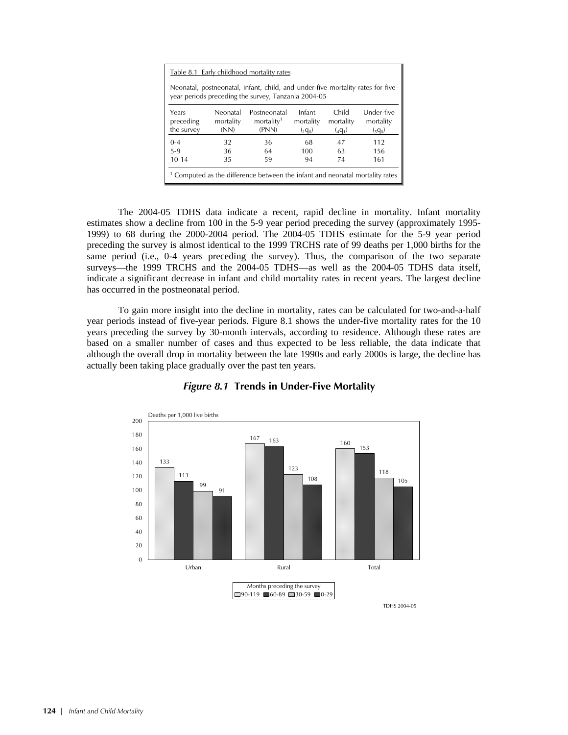Table 8.1 Early childhood mortality rates

Neonatal, postneonatal, infant, child, and under-five mortality rates for five-year periods preceding the survey, Tanzania 2004-05

| Years preceding the survey | Neonatal mortality (NN) | Postneonatal mortality[1] (PNN) | Infant mortality ($_1q_0$) | Child mortality ($_4q_1$) | Under-five mortality ($_5q_0$) |
|---|---|---|---|---|---|
| 0-4 | 32 | 36 | 68 | 47 | 112 |
| 5-9 | 36 | 64 | 100 | 63 | 156 |
| 10-14 | 35 | 59 | 94 | 74 | 161 |

[1] Computed as the difference between the infant and neonatal mortality rates

The 2004-05 TDHS data indicate a recent, rapid decline in mortality. Infant mortality estimates show a decline from 100 in the 5-9 year period preceding the survey (approximately 1995-1999) to 68 during the 2000-2004 period. The 2004-05 TDHS estimate for the 5-9 year period preceding the survey is almost identical to the 1999 TRCHS rate of 99 deaths per 1,000 births for the same period (i.e., 0-4 years preceding the survey). Thus, the comparison of the two separate surveys—the 1999 TRCHS and the 2004-05 TDHS—as well as the 2004-05 TDHS data itself, indicate a significant decrease in infant and child mortality rates in recent years. The largest decline has occurred in the postneonatal period.

To gain more insight into the decline in mortality, rates can be calculated for two-and-a-half year periods instead of five-year periods. Figure 8.1 shows the under-five mortality rates for the 10 years preceding the survey by 30-month intervals, according to residence. Although these rates are based on a smaller number of cases and thus expected to be less reliable, the data indicate that although the overall drop in mortality between the late 1990s and early 2000s is large, the decline has actually been taking place gradually over the past ten years.

***Figure 8.1*** **Trends in Under-Five Mortality**

Deaths per 1,000 live births

| Months preceding the survey | Urban | Rural | Total |
|---|---|---|---|
| 90-119 | 133 | 167 | 160 |
| 60-89 | 113 | 163 | 153 |
| 30-59 | 99 | 123 | 118 |
| 0-29 | 91 | 108 | 105 |

TDHS 2004-05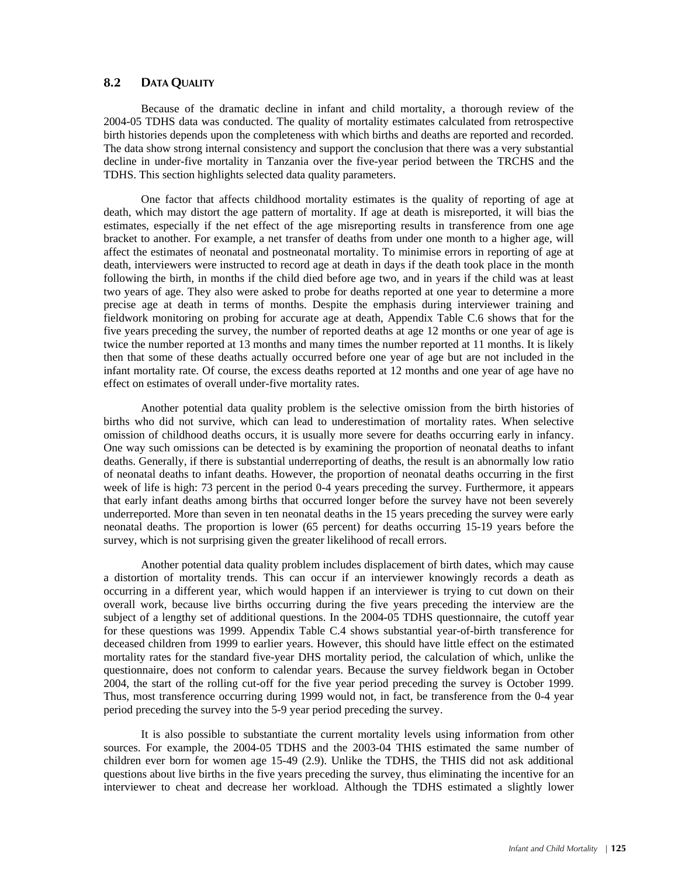## 8.2 DATA QUALITY

Because of the dramatic decline in infant and child mortality, a thorough review of the 2004-05 TDHS data was conducted. The quality of mortality estimates calculated from retrospective birth histories depends upon the completeness with which births and deaths are reported and recorded. The data show strong internal consistency and support the conclusion that there was a very substantial decline in under-five mortality in Tanzania over the five-year period between the TRCHS and the TDHS. This section highlights selected data quality parameters.

One factor that affects childhood mortality estimates is the quality of reporting of age at death, which may distort the age pattern of mortality. If age at death is misreported, it will bias the estimates, especially if the net effect of the age misreporting results in transference from one age bracket to another. For example, a net transfer of deaths from under one month to a higher age, will affect the estimates of neonatal and postneonatal mortality. To minimise errors in reporting of age at death, interviewers were instructed to record age at death in days if the death took place in the month following the birth, in months if the child died before age two, and in years if the child was at least two years of age. They also were asked to probe for deaths reported at one year to determine a more precise age at death in terms of months. Despite the emphasis during interviewer training and fieldwork monitoring on probing for accurate age at death, Appendix Table C.6 shows that for the five years preceding the survey, the number of reported deaths at age 12 months or one year of age is twice the number reported at 13 months and many times the number reported at 11 months. It is likely then that some of these deaths actually occurred before one year of age but are not included in the infant mortality rate. Of course, the excess deaths reported at 12 months and one year of age have no effect on estimates of overall under-five mortality rates.

Another potential data quality problem is the selective omission from the birth histories of births who did not survive, which can lead to underestimation of mortality rates. When selective omission of childhood deaths occurs, it is usually more severe for deaths occurring early in infancy. One way such omissions can be detected is by examining the proportion of neonatal deaths to infant deaths. Generally, if there is substantial underreporting of deaths, the result is an abnormally low ratio of neonatal deaths to infant deaths. However, the proportion of neonatal deaths occurring in the first week of life is high: 73 percent in the period 0-4 years preceding the survey. Furthermore, it appears that early infant deaths among births that occurred longer before the survey have not been severely underreported. More than seven in ten neonatal deaths in the 15 years preceding the survey were early neonatal deaths. The proportion is lower (65 percent) for deaths occurring 15-19 years before the survey, which is not surprising given the greater likelihood of recall errors.

Another potential data quality problem includes displacement of birth dates, which may cause a distortion of mortality trends. This can occur if an interviewer knowingly records a death as occurring in a different year, which would happen if an interviewer is trying to cut down on their overall work, because live births occurring during the five years preceding the interview are the subject of a lengthy set of additional questions. In the 2004-05 TDHS questionnaire, the cutoff year for these questions was 1999. Appendix Table C.4 shows substantial year-of-birth transference for deceased children from 1999 to earlier years. However, this should have little effect on the estimated mortality rates for the standard five-year DHS mortality period, the calculation of which, unlike the questionnaire, does not conform to calendar years. Because the survey fieldwork began in October 2004, the start of the rolling cut-off for the five year period preceding the survey is October 1999. Thus, most transference occurring during 1999 would not, in fact, be transference from the 0-4 year period preceding the survey into the 5-9 year period preceding the survey.

It is also possible to substantiate the current mortality levels using information from other sources. For example, the 2004-05 TDHS and the 2003-04 THIS estimated the same number of children ever born for women age 15-49 (2.9). Unlike the TDHS, the THIS did not ask additional questions about live births in the five years preceding the survey, thus eliminating the incentive for an interviewer to cheat and decrease her workload. Although the TDHS estimated a slightly lower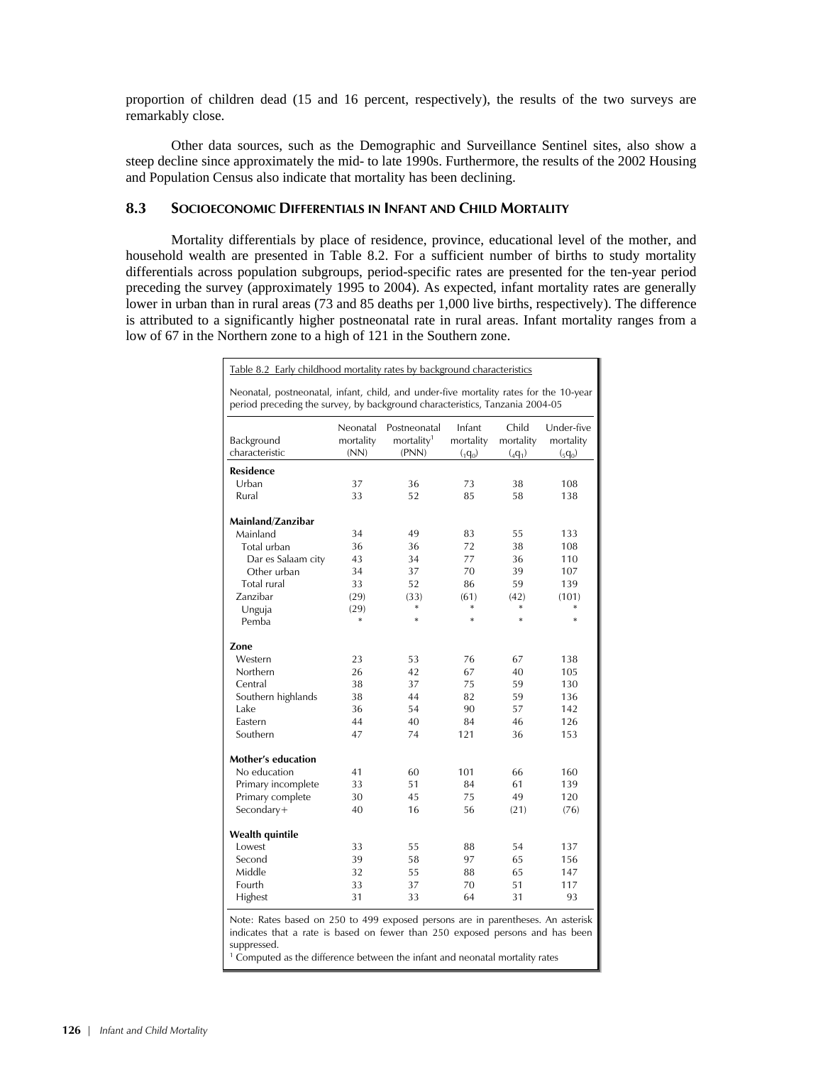proportion of children dead (15 and 16 percent, respectively), the results of the two surveys are remarkably close.

Other data sources, such as the Demographic and Surveillance Sentinel sites, also show a steep decline since approximately the mid- to late 1990s. Furthermore, the results of the 2002 Housing and Population Census also indicate that mortality has been declining.

## 8.3 SOCIOECONOMIC DIFFERENTIALS IN INFANT AND CHILD MORTALITY

Mortality differentials by place of residence, province, educational level of the mother, and household wealth are presented in Table 8.2. For a sufficient number of births to study mortality differentials across population subgroups, period-specific rates are presented for the ten-year period preceding the survey (approximately 1995 to 2004). As expected, infant mortality rates are generally lower in urban than in rural areas (73 and 85 deaths per 1,000 live births, respectively). The difference is attributed to a significantly higher postneonatal rate in rural areas. Infant mortality ranges from a low of 67 in the Northern zone to a high of 121 in the Southern zone.

Table 8.2 Early childhood mortality rates by background characteristics

Neonatal, postneonatal, infant, child, and under-five mortality rates for the 10-year period preceding the survey, by background characteristics, Tanzania 2004-05

| Background characteristic | Neonatal mortality (NN) | Postneonatal mortality[1] (PNN) | Infant mortality ($_1q_0$) | Child mortality ($_4q_1$) | Under-five mortality ($_5q_0$) |
|---|---|---|---|---|---|
| **Residence** | | | | | |
| Urban | 37 | 36 | 73 | 38 | 108 |
| Rural | 33 | 52 | 85 | 58 | 138 |
| **Mainland/Zanzibar** | | | | | |
| Mainland | 34 | 49 | 83 | 55 | 133 |
| Total urban | 36 | 36 | 72 | 38 | 108 |
| Dar es Salaam city | 43 | 34 | 77 | 36 | 110 |
| Other urban | 34 | 37 | 70 | 39 | 107 |
| Total rural | 33 | 52 | 86 | 59 | 139 |
| Zanzibar | (29) | (33) | (61) | (42) | (101) |
| Unguja | (29) | * | * | * | * |
| Pemba | * | * | * | * | * |
| **Zone** | | | | | |
| Western | 23 | 53 | 76 | 67 | 138 |
| Northern | 26 | 42 | 67 | 40 | 105 |
| Central | 38 | 37 | 75 | 59 | 130 |
| Southern highlands | 38 | 44 | 82 | 59 | 136 |
| Lake | 36 | 54 | 90 | 57 | 142 |
| Eastern | 44 | 40 | 84 | 46 | 126 |
| Southern | 47 | 74 | 121 | 36 | 153 |
| **Mother's education** | | | | | |
| No education | 41 | 60 | 101 | 66 | 160 |
| Primary incomplete | 33 | 51 | 84 | 61 | 139 |
| Primary complete | 30 | 45 | 75 | 49 | 120 |
| Secondary+ | 40 | 16 | 56 | (21) | (76) |
| **Wealth quintile** | | | | | |
| Lowest | 33 | 55 | 88 | 54 | 137 |
| Second | 39 | 58 | 97 | 65 | 156 |
| Middle | 32 | 55 | 88 | 65 | 147 |
| Fourth | 33 | 37 | 70 | 51 | 117 |
| Highest | 31 | 33 | 64 | 31 | 93 |

Note: Rates based on 250 to 499 exposed persons are in parentheses. An asterisk indicates that a rate is based on fewer than 250 exposed persons and has been suppressed.

[1] Computed as the difference between the infant and neonatal mortality rates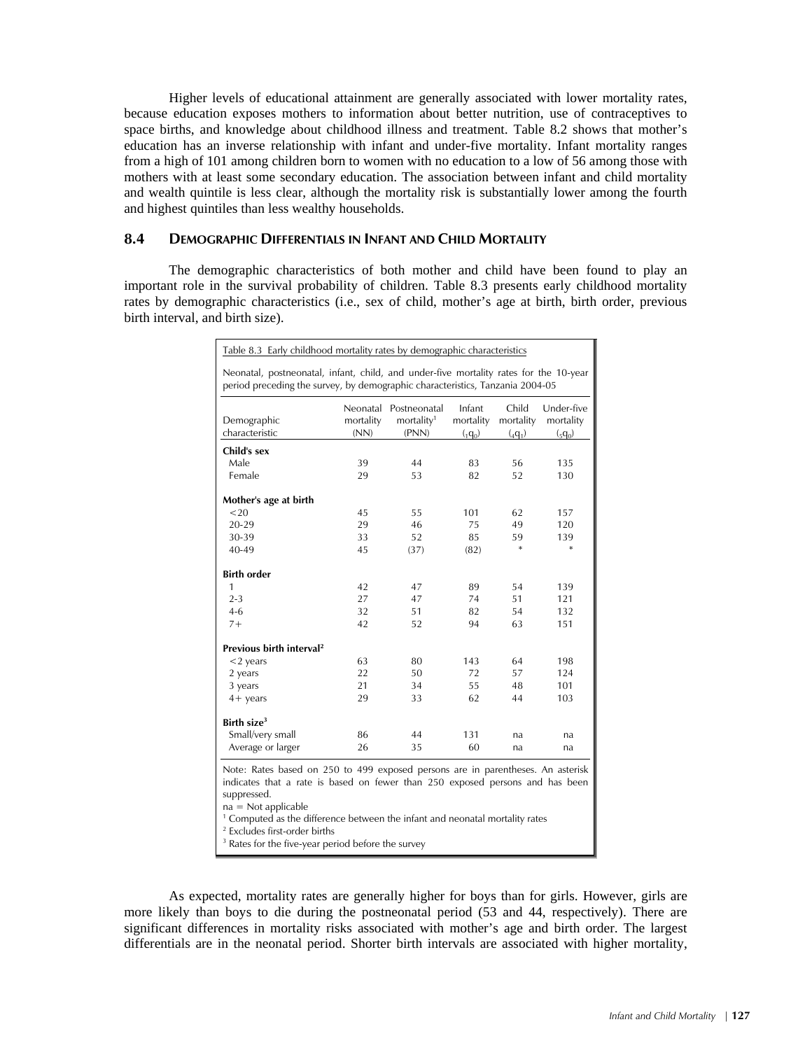Higher levels of educational attainment are generally associated with lower mortality rates, because education exposes mothers to information about better nutrition, use of contraceptives to space births, and knowledge about childhood illness and treatment. Table 8.2 shows that mother's education has an inverse relationship with infant and under-five mortality. Infant mortality ranges from a high of 101 among children born to women with no education to a low of 56 among those with mothers with at least some secondary education. The association between infant and child mortality and wealth quintile is less clear, although the mortality risk is substantially lower among the fourth and highest quintiles than less wealthy households.

## 8.4 DEMOGRAPHIC DIFFERENTIALS IN INFANT AND CHILD MORTALITY

The demographic characteristics of both mother and child have been found to play an important role in the survival probability of children. Table 8.3 presents early childhood mortality rates by demographic characteristics (i.e., sex of child, mother's age at birth, birth order, previous birth interval, and birth size).

Table 8.3 Early childhood mortality rates by demographic characteristics

Neonatal, postneonatal, infant, child, and under-five mortality rates for the 10-year period preceding the survey, by demographic characteristics, Tanzania 2004-05

| Demographic characteristic | Neonatal mortality (NN) | Postneonatal mortality[1] (PNN) | Infant mortality ($_1q_0$) | Child mortality ($_4q_1$) | Under-five mortality ($_5q_0$) |
|---|---|---|---|---|---|
| **Child's sex** | | | | | |
| Male | 39 | 44 | 83 | 56 | 135 |
| Female | 29 | 53 | 82 | 52 | 130 |
| **Mother's age at birth** | | | | | |
| <20 | 45 | 55 | 101 | 62 | 157 |
| 20-29 | 29 | 46 | 75 | 49 | 120 |
| 30-39 | 33 | 52 | 85 | 59 | 139 |
| 40-49 | 45 | (37) | (82) | * | * |
| **Birth order** | | | | | |
| 1 | 42 | 47 | 89 | 54 | 139 |
| 2-3 | 27 | 47 | 74 | 51 | 121 |
| 4-6 | 32 | 51 | 82 | 54 | 132 |
| 7+ | 42 | 52 | 94 | 63 | 151 |
| **Previous birth interval[2]** | | | | | |
| <2 years | 63 | 80 | 143 | 64 | 198 |
| 2 years | 22 | 50 | 72 | 57 | 124 |
| 3 years | 21 | 34 | 55 | 48 | 101 |
| 4+ years | 29 | 33 | 62 | 44 | 103 |
| **Birth size[3]** | | | | | |
| Small/very small | 86 | 44 | 131 | na | na |
| Average or larger | 26 | 35 | 60 | na | na |

Note: Rates based on 250 to 499 exposed persons are in parentheses. An asterisk indicates that a rate is based on fewer than 250 exposed persons and has been suppressed.
na = Not applicable
[1] Computed as the difference between the infant and neonatal mortality rates
[2] Excludes first-order births
[3] Rates for the five-year period before the survey

As expected, mortality rates are generally higher for boys than for girls. However, girls are more likely than boys to die during the postneonatal period (53 and 44, respectively). There are significant differences in mortality risks associated with mother's age and birth order. The largest differentials are in the neonatal period. Shorter birth intervals are associated with higher mortality,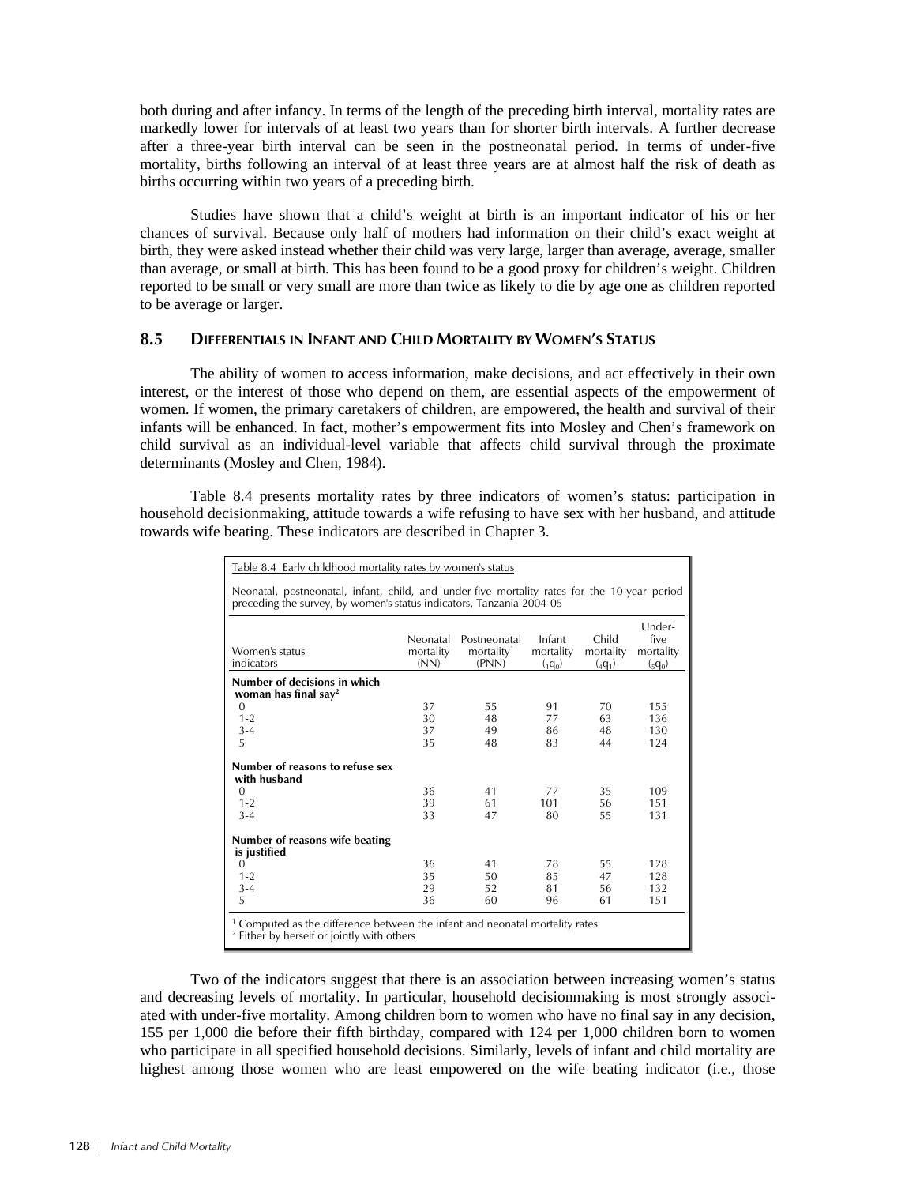both during and after infancy. In terms of the length of the preceding birth interval, mortality rates are markedly lower for intervals of at least two years than for shorter birth intervals. A further decrease after a three-year birth interval can be seen in the postneonatal period. In terms of under-five mortality, births following an interval of at least three years are at almost half the risk of death as births occurring within two years of a preceding birth.

Studies have shown that a child's weight at birth is an important indicator of his or her chances of survival. Because only half of mothers had information on their child's exact weight at birth, they were asked instead whether their child was very large, larger than average, average, smaller than average, or small at birth. This has been found to be a good proxy for children's weight. Children reported to be small or very small are more than twice as likely to die by age one as children reported to be average or larger.

## 8.5 DIFFERENTIALS IN INFANT AND CHILD MORTALITY BY WOMEN'S STATUS

The ability of women to access information, make decisions, and act effectively in their own interest, or the interest of those who depend on them, are essential aspects of the empowerment of women. If women, the primary caretakers of children, are empowered, the health and survival of their infants will be enhanced. In fact, mother's empowerment fits into Mosley and Chen's framework on child survival as an individual-level variable that affects child survival through the proximate determinants (Mosley and Chen, 1984).

Table 8.4 presents mortality rates by three indicators of women's status: participation in household decisionmaking, attitude towards a wife refusing to have sex with her husband, and attitude towards wife beating. These indicators are described in Chapter 3.

Table 8.4 Early childhood mortality rates by women's status

Neonatal, postneonatal, infant, child, and under-five mortality rates for the 10-year period preceding the survey, by women's status indicators, Tanzania 2004-05

| Women's status indicators | Neonatal mortality (NN) | Postneonatal mortality[1] (PNN) | Infant mortality ($_1q_0$) | Child mortality ($_4q_1$) | Under-five mortality ($_5q_0$) |
|---|---|---|---|---|---|
| **Number of decisions in which woman has final say[2]** | | | | | |
| 0 | 37 | 55 | 91 | 70 | 155 |
| 1-2 | 30 | 48 | 77 | 63 | 136 |
| 3-4 | 37 | 49 | 86 | 48 | 130 |
| 5 | 35 | 48 | 83 | 44 | 124 |
| **Number of reasons to refuse sex with husband** | | | | | |
| 0 | 36 | 41 | 77 | 35 | 109 |
| 1-2 | 39 | 61 | 101 | 56 | 151 |
| 3-4 | 33 | 47 | 80 | 55 | 131 |
| **Number of reasons wife beating is justified** | | | | | |
| 0 | 36 | 41 | 78 | 55 | 128 |
| 1-2 | 35 | 50 | 85 | 47 | 128 |
| 3-4 | 29 | 52 | 81 | 56 | 132 |
| 5 | 36 | 60 | 96 | 61 | 151 |

[1] Computed as the difference between the infant and neonatal mortality rates
[2] Either by herself or jointly with others

Two of the indicators suggest that there is an association between increasing women's status and decreasing levels of mortality. In particular, household decisionmaking is most strongly associated with under-five mortality. Among children born to women who have no final say in any decision, 155 per 1,000 die before their fifth birthday, compared with 124 per 1,000 children born to women who participate in all specified household decisions. Similarly, levels of infant and child mortality are highest among those women who are least empowered on the wife beating indicator (i.e., those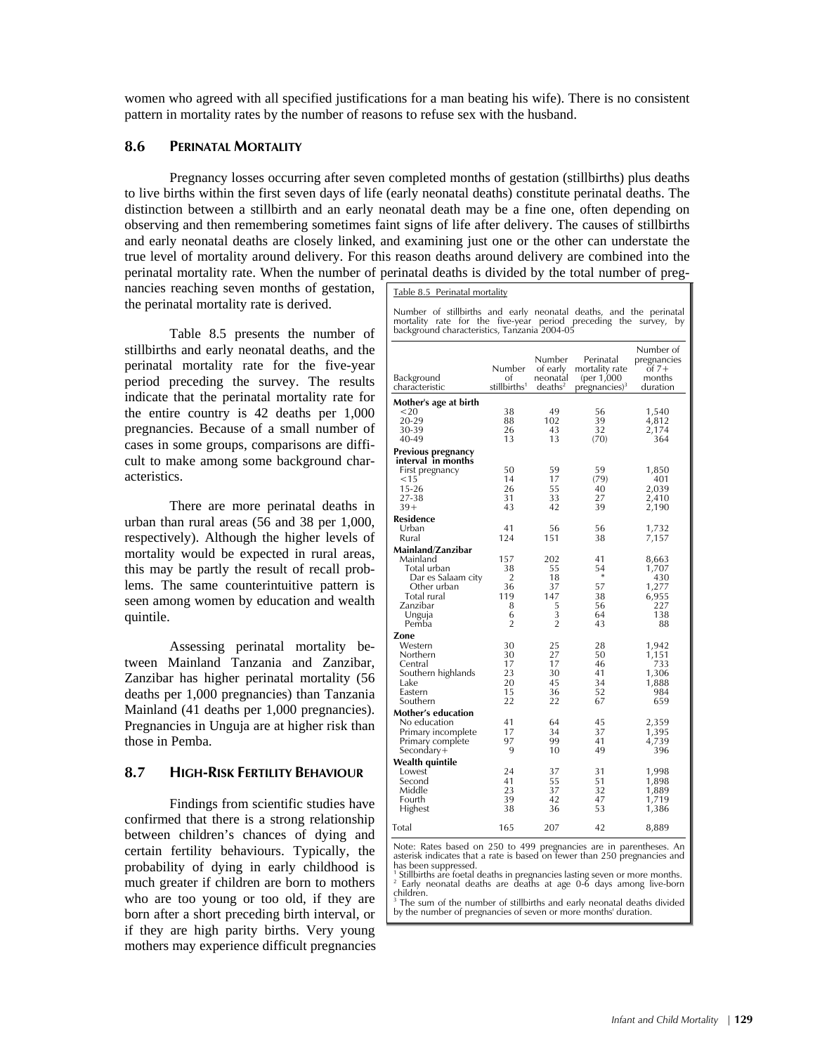women who agreed with all specified justifications for a man beating his wife). There is no consistent pattern in mortality rates by the number of reasons to refuse sex with the husband.

## 8.6 PERINATAL MORTALITY

Pregnancy losses occurring after seven completed months of gestation (stillbirths) plus deaths to live births within the first seven days of life (early neonatal deaths) constitute perinatal deaths. The distinction between a stillbirth and an early neonatal death may be a fine one, often depending on observing and then remembering sometimes faint signs of life after delivery. The causes of stillbirths and early neonatal deaths are closely linked, and examining just one or the other can understate the true level of mortality around delivery. For this reason deaths around delivery are combined into the perinatal mortality rate. When the number of perinatal deaths is divided by the total number of pregnancies reaching seven months of gestation, the perinatal mortality rate is derived.

Table 8.5 presents the number of stillbirths and early neonatal deaths, and the perinatal mortality rate for the five-year period preceding the survey. The results indicate that the perinatal mortality rate for the entire country is 42 deaths per 1,000 pregnancies. Because of a small number of cases in some groups, comparisons are difficult to make among some background characteristics.

There are more perinatal deaths in urban than rural areas (56 and 38 per 1,000, respectively). Although the higher levels of mortality would be expected in rural areas, this may be partly the result of recall problems. The same counterintuitive pattern is seen among women by education and wealth quintile.

Assessing perinatal mortality between Mainland Tanzania and Zanzibar, Zanzibar has higher perinatal mortality (56 deaths per 1,000 pregnancies) than Tanzania Mainland (41 deaths per 1,000 pregnancies). Pregnancies in Unguja are at higher risk than those in Pemba.

Table 8.5 Perinatal mortality

Number of stillbirths and early neonatal deaths, and the perinatal mortality rate for the five-year period preceding the survey, by background characteristics, Tanzania 2004-05

| Background characteristic | Number of stillbirths[1] | Number of early neonatal deaths[2] | Perinatal mortality rate (per 1,000 pregnancies)[3] | Number of pregnancies of 7+ months duration |
|---|---|---|---|---|
| **Mother's age at birth** | | | | |
| <20 | 38 | 49 | 56 | 1,540 |
| 20-29 | 88 | 102 | 39 | 4,812 |
| 30-39 | 26 | 43 | 32 | 2,174 |
| 40-49 | 13 | 13 | (70) | 364 |
| **Previous pregnancy interval in months** | | | | |
| First pregnancy | 50 | 59 | 59 | 1,850 |
| <15 | 14 | 17 | (79) | 401 |
| 15-26 | 26 | 55 | 40 | 2,039 |
| 27-38 | 31 | 33 | 27 | 2,410 |
| 39+ | 43 | 42 | 39 | 2,190 |
| **Residence** | | | | |
| Urban | 41 | 56 | 56 | 1,732 |
| Rural | 124 | 151 | 38 | 7,157 |
| **Mainland/Zanzibar** | | | | |
| Mainland | 157 | 202 | 41 | 8,663 |
| Total urban | 38 | 55 | 54 | 1,707 |
| Dar es Salaam city | 2 | 18 | * | 430 |
| Other urban | 36 | 37 | 57 | 1,277 |
| Total rural | 119 | 147 | 38 | 6,955 |
| Zanzibar | 8 | 5 | 56 | 227 |
| Unguja | 6 | 3 | 64 | 138 |
| Pemba | 2 | 2 | 43 | 88 |
| **Zone** | | | | |
| Western | 30 | 25 | 28 | 1,942 |
| Northern | 30 | 27 | 50 | 1,151 |
| Central | 17 | 17 | 46 | 733 |
| Southern highlands | 23 | 30 | 41 | 1,306 |
| Lake | 20 | 45 | 34 | 1,888 |
| Eastern | 15 | 36 | 52 | 984 |
| Southern | 22 | 22 | 67 | 659 |
| **Mother's education** | | | | |
| No education | 41 | 64 | 45 | 2,359 |
| Primary incomplete | 17 | 34 | 37 | 1,395 |
| Primary complete | 97 | 99 | 41 | 4,739 |
| Secondary+ | 9 | 10 | 49 | 396 |
| **Wealth quintile** | | | | |
| Lowest | 24 | 37 | 31 | 1,998 |
| Second | 41 | 55 | 51 | 1,898 |
| Middle | 23 | 37 | 32 | 1,889 |
| Fourth | 39 | 42 | 47 | 1,719 |
| Highest | 38 | 36 | 53 | 1,386 |
| Total | 165 | 207 | 42 | 8,889 |

Note: Rates based on 250 to 499 pregnancies are in parentheses. An asterisk indicates that a rate is based on fewer than 250 pregnancies and has been suppressed.
[1] Stillbirths are foetal deaths in pregnancies lasting seven or more months.
[2] Early neonatal deaths are deaths at age 0-6 days among live-born children.
[3] The sum of the number of stillbirths and early neonatal deaths divided by the number of pregnancies of seven or more months' duration.

## 8.7 HIGH-RISK FERTILITY BEHAVIOUR

Findings from scientific studies have confirmed that there is a strong relationship between children's chances of dying and certain fertility behaviours. Typically, the probability of dying in early childhood is much greater if children are born to mothers who are too young or too old, if they are born after a short preceding birth interval, or if they are high parity births. Very young mothers may experience difficult pregnancies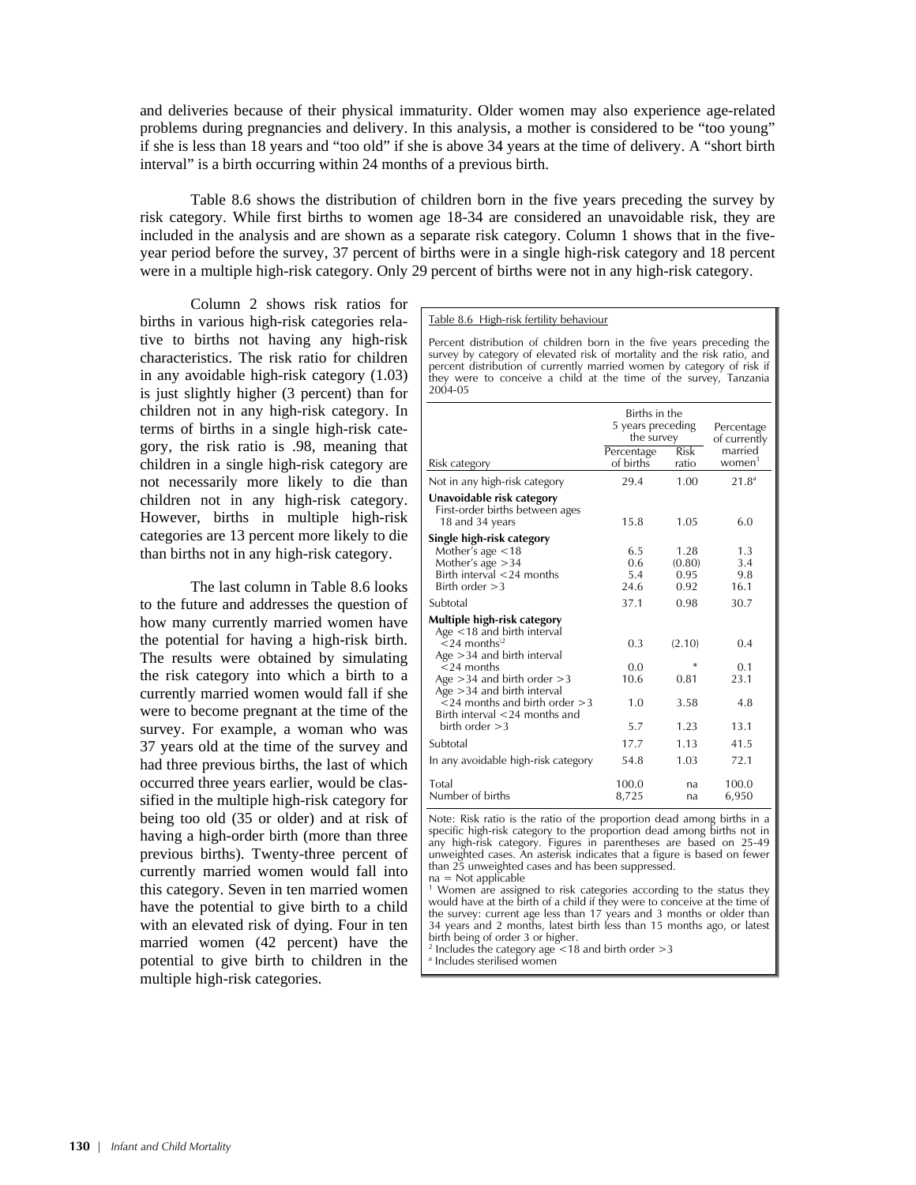and deliveries because of their physical immaturity. Older women may also experience age-related problems during pregnancies and delivery. In this analysis, a mother is considered to be "too young" if she is less than 18 years and "too old" if she is above 34 years at the time of delivery. A "short birth interval" is a birth occurring within 24 months of a previous birth.

Table 8.6 shows the distribution of children born in the five years preceding the survey by risk category. While first births to women age 18-34 are considered an unavoidable risk, they are included in the analysis and are shown as a separate risk category. Column 1 shows that in the five-year period before the survey, 37 percent of births were in a single high-risk category and 18 percent were in a multiple high-risk category. Only 29 percent of births were not in any high-risk category.

Column 2 shows risk ratios for births in various high-risk categories relative to births not having any high-risk characteristics. The risk ratio for children in any avoidable high-risk category (1.03) is just slightly higher (3 percent) than for children not in any high-risk category. In terms of births in a single high-risk category, the risk ratio is .98, meaning that children in a single high-risk category are not necessarily more likely to die than children not in any high-risk category. However, births in multiple high-risk categories are 13 percent more likely to die than births not in any high-risk category.

The last column in Table 8.6 looks to the future and addresses the question of how many currently married women have the potential for having a high-risk birth. The results were obtained by simulating the risk category into which a birth to a currently married women would fall if she were to become pregnant at the time of the survey. For example, a woman who was 37 years old at the time of the survey and had three previous births, the last of which occurred three years earlier, would be classified in the multiple high-risk category for being too old (35 or older) and at risk of having a high-order birth (more than three previous births). Twenty-three percent of currently married women would fall into this category. Seven in ten married women have the potential to give birth to a child with an elevated risk of dying. Four in ten married women (42 percent) have the potential to give birth to children in the multiple high-risk categories.

Table 8.6 High-risk fertility behaviour

Percent distribution of children born in the five years preceding the survey by category of elevated risk of mortality and the risk ratio, and percent distribution of currently married women by category of risk if they were to conceive a child at the time of the survey, Tanzania 2004-05

| Risk category | Births in the 5 years preceding the survey | | Percentage of currently married women[1] |
|---|---|---|---|
| | Percentage of births | Risk ratio | |
| Not in any high-risk category | 29.4 | 1.00 | 21.8[a] |
| **Unavoidable risk category** | | | |
| First-order births between ages 18 and 34 years | 15.8 | 1.05 | 6.0 |
| **Single high-risk category** | | | |
| Mother's age <18 | 6.5 | 1.28 | 1.3 |
| Mother's age >34 | 0.6 | (0.80) | 3.4 |
| Birth interval <24 months | 5.4 | 0.95 | 9.8 |
| Birth order >3 | 24.6 | 0.92 | 16.1 |
| Subtotal | 37.1 | 0.98 | 30.7 |
| **Multiple high-risk category** | | | |
| Age <18 and birth interval <24 months[2] | 0.3 | (2.10) | 0.4 |
| Age >34 and birth interval <24 months | 0.0 | * | 0.1 |
| Age >34 and birth order >3 | 10.6 | 0.81 | 23.1 |
| Age >34 and birth interval <24 months and birth order >3 | 1.0 | 3.58 | 4.8 |
| Birth interval <24 months and birth order >3 | 5.7 | 1.23 | 13.1 |
| Subtotal | 17.7 | 1.13 | 41.5 |
| In any avoidable high-risk category | 54.8 | 1.03 | 72.1 |
| Total | 100.0 | na | 100.0 |
| Number of births | 8,725 | na | 6,950 |

Note: Risk ratio is the ratio of the proportion dead among births in a specific high-risk category to the proportion dead among births not in any high-risk category. Figures in parentheses are based on 25-49 unweighted cases. An asterisk indicates that a figure is based on fewer than 25 unweighted cases and has been suppressed.
na = Not applicable
[1] Women are assigned to risk categories according to the status they would have at the birth of a child if they were to conceive at the time of the survey: current age less than 17 years and 3 months or older than 34 years and 2 months, latest birth less than 15 months ago, or latest birth being of order 3 or higher.
[2] Includes the category age <18 and birth order >3
[a] Includes sterilised women